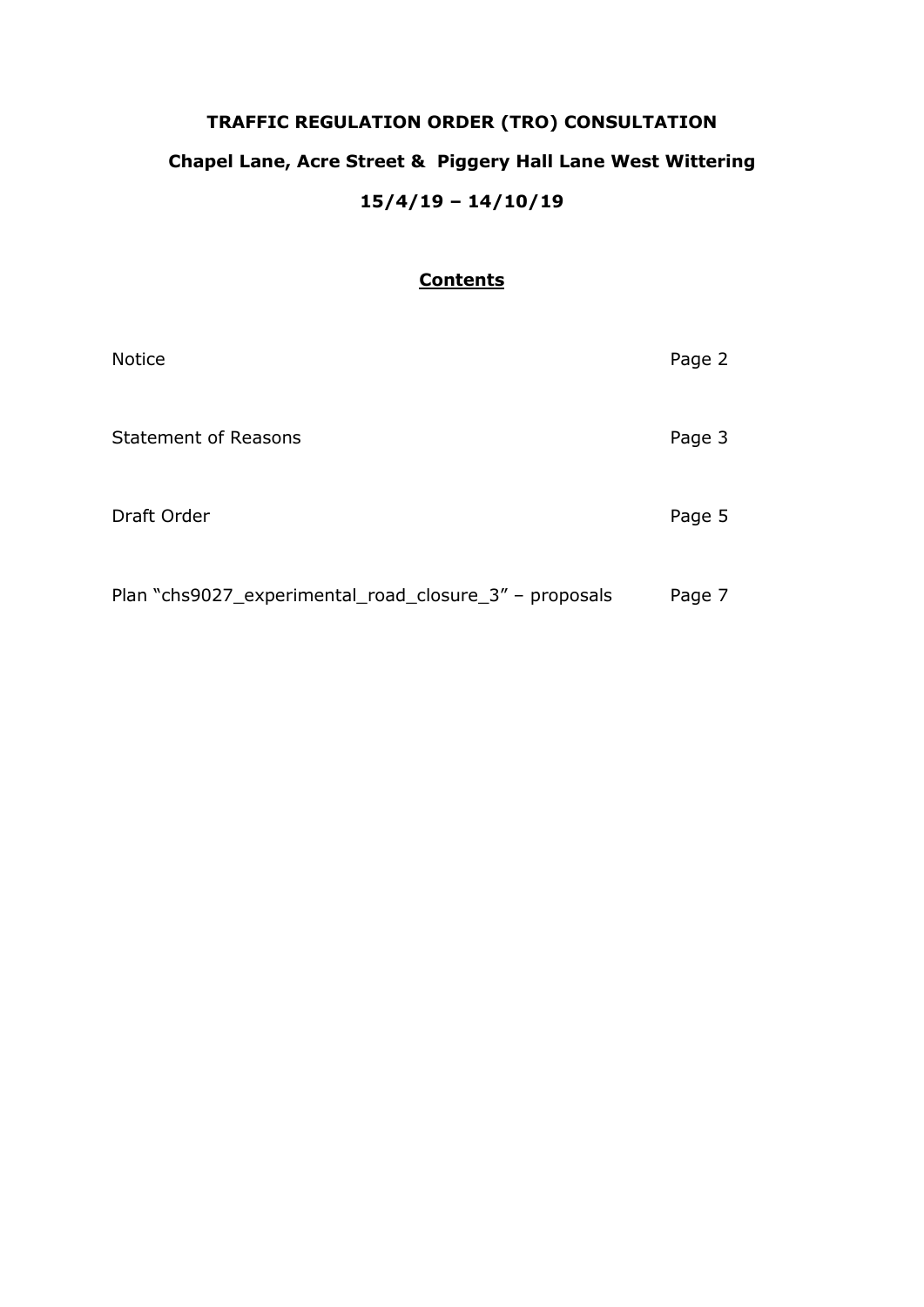# TRAFFIC REGULATION ORDER (TRO) CONSULTATION

## Chapel Lane, Acre Street & Piggery Hall Lane West Wittering

## 15/4/19 – 14/10/19

### Contents

| | |
|---|---|
| Notice | Page 2 |
| Statement of Reasons | Page 3 |
| Draft Order | Page 5 |
| Plan "chs9027_experimental_road_closure_3" – proposals | Page 7 |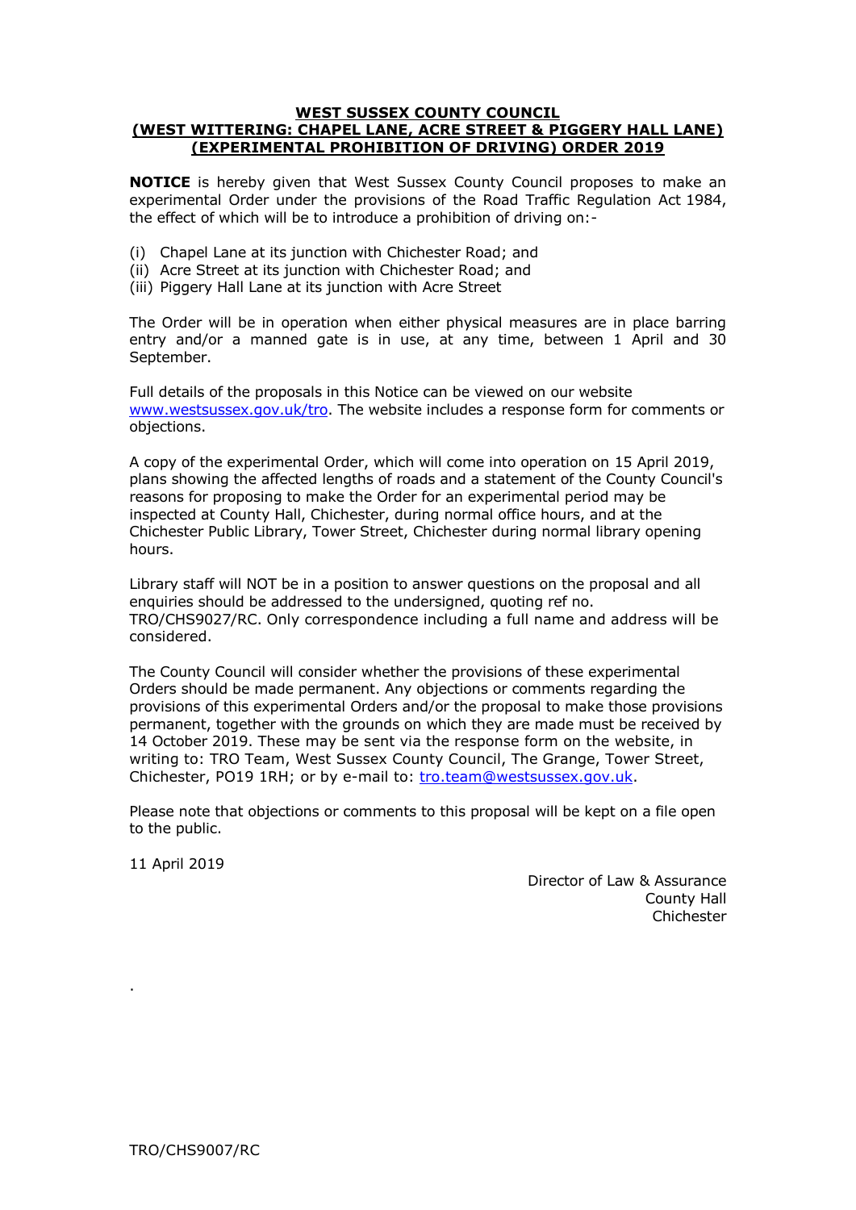**WEST SUSSEX COUNTY COUNCIL**
**(WEST WITTERING: CHAPEL LANE, ACRE STREET & PIGGERY HALL LANE)**
**(EXPERIMENTAL PROHIBITION OF DRIVING) ORDER 2019**

**NOTICE** is hereby given that West Sussex County Council proposes to make an experimental Order under the provisions of the Road Traffic Regulation Act 1984, the effect of which will be to introduce a prohibition of driving on:-

(i) Chapel Lane at its junction with Chichester Road; and
(ii) Acre Street at its junction with Chichester Road; and
(iii) Piggery Hall Lane at its junction with Acre Street

The Order will be in operation when either physical measures are in place barring entry and/or a manned gate is in use, at any time, between 1 April and 30 September.

Full details of the proposals in this Notice can be viewed on our website www.westsussex.gov.uk/tro. The website includes a response form for comments or objections.

A copy of the experimental Order, which will come into operation on 15 April 2019, plans showing the affected lengths of roads and a statement of the County Council's reasons for proposing to make the Order for an experimental period may be inspected at County Hall, Chichester, during normal office hours, and at the Chichester Public Library, Tower Street, Chichester during normal library opening hours.

Library staff will NOT be in a position to answer questions on the proposal and all enquiries should be addressed to the undersigned, quoting ref no. TRO/CHS9027/RC. Only correspondence including a full name and address will be considered.

The County Council will consider whether the provisions of these experimental Orders should be made permanent. Any objections or comments regarding the provisions of this experimental Orders and/or the proposal to make those provisions permanent, together with the grounds on which they are made must be received by 14 October 2019. These may be sent via the response form on the website, in writing to: TRO Team, West Sussex County Council, The Grange, Tower Street, Chichester, PO19 1RH; or by e-mail to: tro.team@westsussex.gov.uk.

Please note that objections or comments to this proposal will be kept on a file open to the public.

11 April 2019

Director of Law & Assurance
County Hall
Chichester

TRO/CHS9007/RC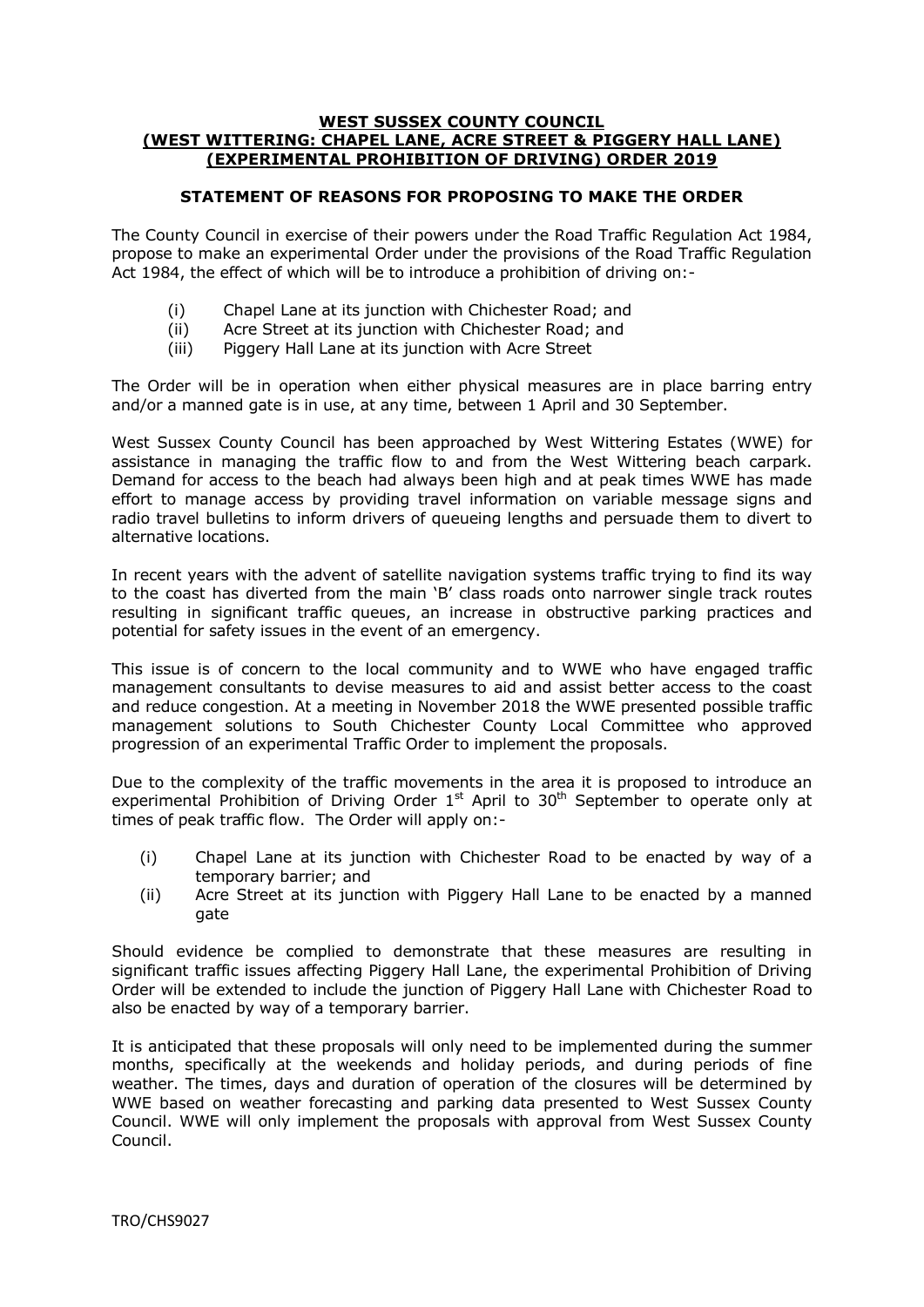**WEST SUSSEX COUNTY COUNCIL**
**(WEST WITTERING: CHAPEL LANE, ACRE STREET & PIGGERY HALL LANE)**
**(EXPERIMENTAL PROHIBITION OF DRIVING) ORDER 2019**

**STATEMENT OF REASONS FOR PROPOSING TO MAKE THE ORDER**

The County Council in exercise of their powers under the Road Traffic Regulation Act 1984, propose to make an experimental Order under the provisions of the Road Traffic Regulation Act 1984, the effect of which will be to introduce a prohibition of driving on:-

(i) Chapel Lane at its junction with Chichester Road; and
(ii) Acre Street at its junction with Chichester Road; and
(iii) Piggery Hall Lane at its junction with Acre Street

The Order will be in operation when either physical measures are in place barring entry and/or a manned gate is in use, at any time, between 1 April and 30 September.

West Sussex County Council has been approached by West Wittering Estates (WWE) for assistance in managing the traffic flow to and from the West Wittering beach carpark. Demand for access to the beach had always been high and at peak times WWE has made effort to manage access by providing travel information on variable message signs and radio travel bulletins to inform drivers of queueing lengths and persuade them to divert to alternative locations.

In recent years with the advent of satellite navigation systems traffic trying to find its way to the coast has diverted from the main 'B' class roads onto narrower single track routes resulting in significant traffic queues, an increase in obstructive parking practices and potential for safety issues in the event of an emergency.

This issue is of concern to the local community and to WWE who have engaged traffic management consultants to devise measures to aid and assist better access to the coast and reduce congestion. At a meeting in November 2018 the WWE presented possible traffic management solutions to South Chichester County Local Committee who approved progression of an experimental Traffic Order to implement the proposals.

Due to the complexity of the traffic movements in the area it is proposed to introduce an experimental Prohibition of Driving Order 1st April to 30th September to operate only at times of peak traffic flow. The Order will apply on:-

(i) Chapel Lane at its junction with Chichester Road to be enacted by way of a temporary barrier; and
(ii) Acre Street at its junction with Piggery Hall Lane to be enacted by a manned gate

Should evidence be complied to demonstrate that these measures are resulting in significant traffic issues affecting Piggery Hall Lane, the experimental Prohibition of Driving Order will be extended to include the junction of Piggery Hall Lane with Chichester Road to also be enacted by way of a temporary barrier.

It is anticipated that these proposals will only need to be implemented during the summer months, specifically at the weekends and holiday periods, and during periods of fine weather. The times, days and duration of operation of the closures will be determined by WWE based on weather forecasting and parking data presented to West Sussex County Council. WWE will only implement the proposals with approval from West Sussex County Council.

TRO/CHS9027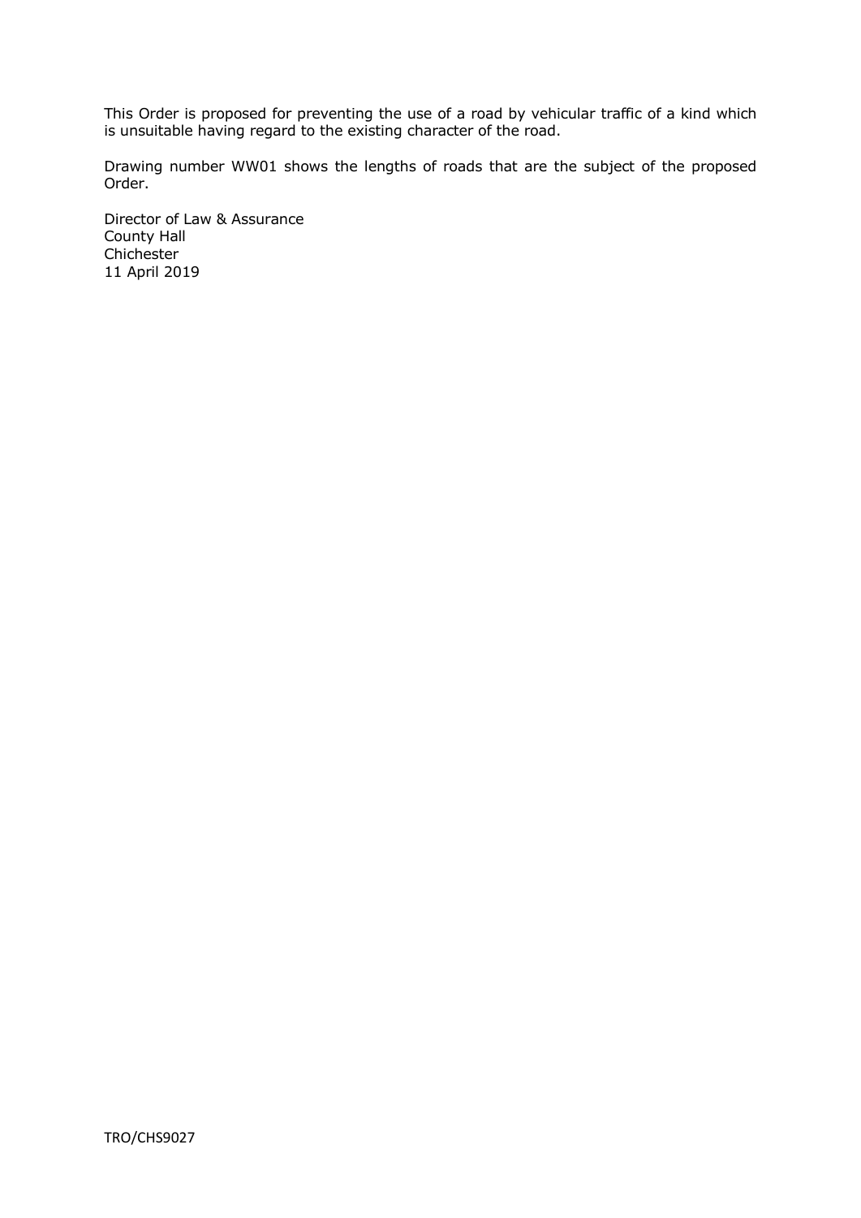This Order is proposed for preventing the use of a road by vehicular traffic of a kind which is unsuitable having regard to the existing character of the road.

Drawing number WW01 shows the lengths of roads that are the subject of the proposed Order.

Director of Law & Assurance  
County Hall  
Chichester  
11 April 2019

TRO/CHS9027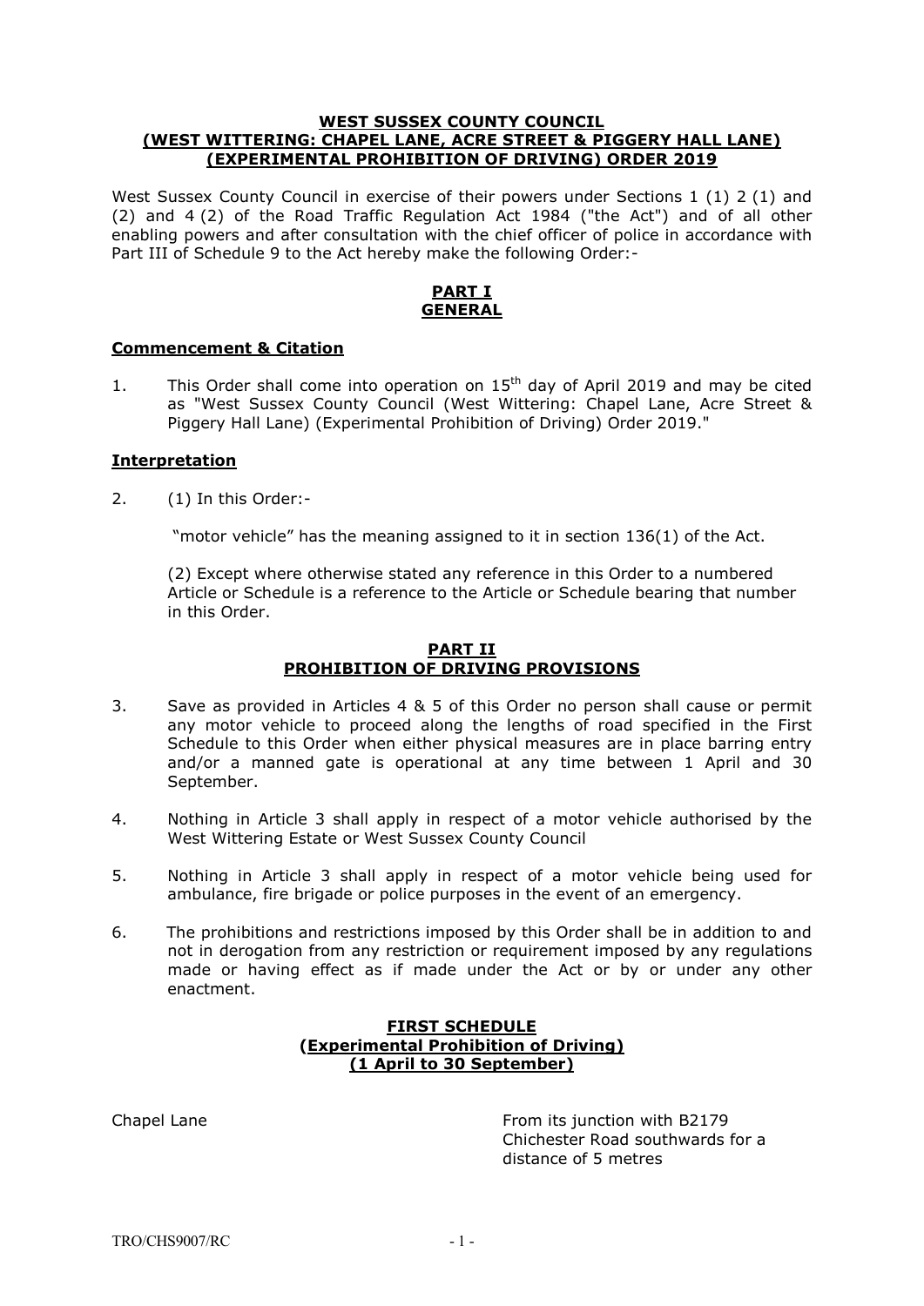**WEST SUSSEX COUNTY COUNCIL**
**(WEST WITTERING: CHAPEL LANE, ACRE STREET & PIGGERY HALL LANE)**
**(EXPERIMENTAL PROHIBITION OF DRIVING) ORDER 2019**

West Sussex County Council in exercise of their powers under Sections 1 (1) 2 (1) and (2) and 4 (2) of the Road Traffic Regulation Act 1984 ("the Act") and of all other enabling powers and after consultation with the chief officer of police in accordance with Part III of Schedule 9 to the Act hereby make the following Order:-

## PART I
## GENERAL

### Commencement & Citation

1. This Order shall come into operation on 15th day of April 2019 and may be cited as "West Sussex County Council (West Wittering: Chapel Lane, Acre Street & Piggery Hall Lane) (Experimental Prohibition of Driving) Order 2019."

### Interpretation

2. (1) In this Order:-

   "motor vehicle" has the meaning assigned to it in section 136(1) of the Act.

   (2) Except where otherwise stated any reference in this Order to a numbered Article or Schedule is a reference to the Article or Schedule bearing that number in this Order.

## PART II
## PROHIBITION OF DRIVING PROVISIONS

3. Save as provided in Articles 4 & 5 of this Order no person shall cause or permit any motor vehicle to proceed along the lengths of road specified in the First Schedule to this Order when either physical measures are in place barring entry and/or a manned gate is operational at any time between 1 April and 30 September.

4. Nothing in Article 3 shall apply in respect of a motor vehicle authorised by the West Wittering Estate or West Sussex County Council

5. Nothing in Article 3 shall apply in respect of a motor vehicle being used for ambulance, fire brigade or police purposes in the event of an emergency.

6. The prohibitions and restrictions imposed by this Order shall be in addition to and not in derogation from any restriction or requirement imposed by any regulations made or having effect as if made under the Act or by or under any other enactment.

## FIRST SCHEDULE
## (Experimental Prohibition of Driving)
## (1 April to 30 September)

| | |
|---|---|
| Chapel Lane | From its junction with B2179 Chichester Road southwards for a distance of 5 metres |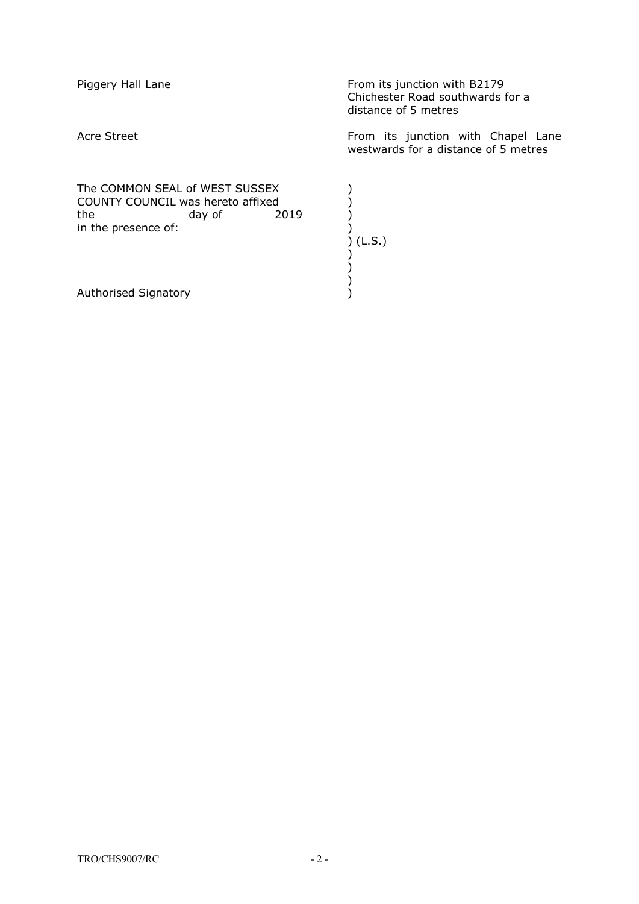| | |
|---|---|
| Piggery Hall Lane | From its junction with B2179 Chichester Road southwards for a distance of 5 metres |
| Acre Street | From its junction with Chapel Lane westwards for a distance of 5 metres |

The COMMON SEAL of WEST SUSSEX )
COUNTY COUNCIL was hereto affixed )
the day of 2019 )
in the presence of: )
) (L.S.)
)
)
)
Authorised Signatory )

TRO/CHS9007/RC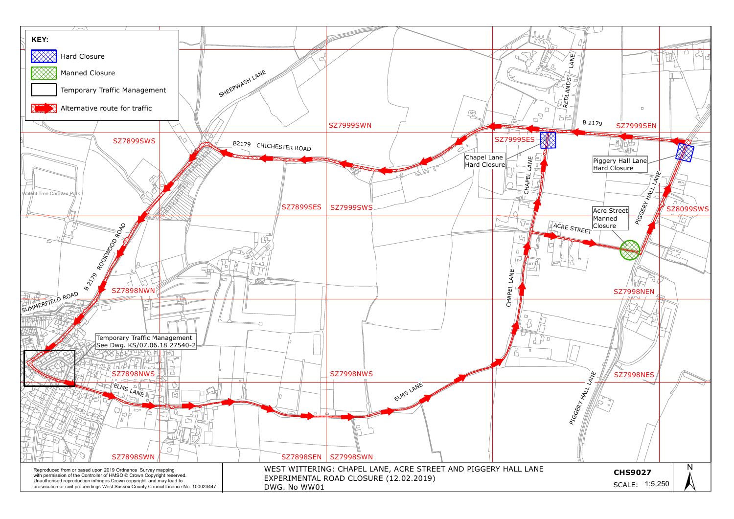**KEY:**

- Hard Closure
- Manned Closure
- Temporary Traffic Management
- Alternative route for traffic

SHEEPWASH LANE

B2179 CHICHESTER ROAD

REDLANDS LANE

B 2179

SZ7899SWS

SZ7999SWN

SZ7999SES

SZ7999SEN

Chapel Lane Hard Closure

Piggery Hall Lane Hard Closure

CHAPEL LANE

PIGGERY HALL LANE

Walnut Tree Caravan Park

SZ7899SES

SZ7999SWS

SZ8099SWS

Acre Street Manned Closure

ACRE STREET

B 2179 ROOKWOOD ROAD

SZ7898NWN

SZ7998NEN

SUMMERFIELD ROAD

CHAPEL LANE

Temporary Traffic Management See Dwg. KS/07.06.18 27540-2

SZ7898NWS

SZ7998NWS

SZ7998NES

ELMS LANE

ELMS LANE

PIGGERY HALL LANE

SZ7898SWN

SZ7898SEN

SZ7998SWN

Reproduced from or based upon 2019 Ordnance Survey mapping with permission of the Controller of HMSO © Crown Copyright reserved. Unauthorised reproduction infringes Crown copyright and may lead to prosecution or civil proceedings West Sussex County Council Licence No. 100023447

WEST WITTERING: CHAPEL LANE, ACRE STREET AND PIGGERY HALL LANE
EXPERIMENTAL ROAD CLOSURE (12.02.2019)
DWG. No WW01

**CHS9027**

SCALE: 1:5,250

N